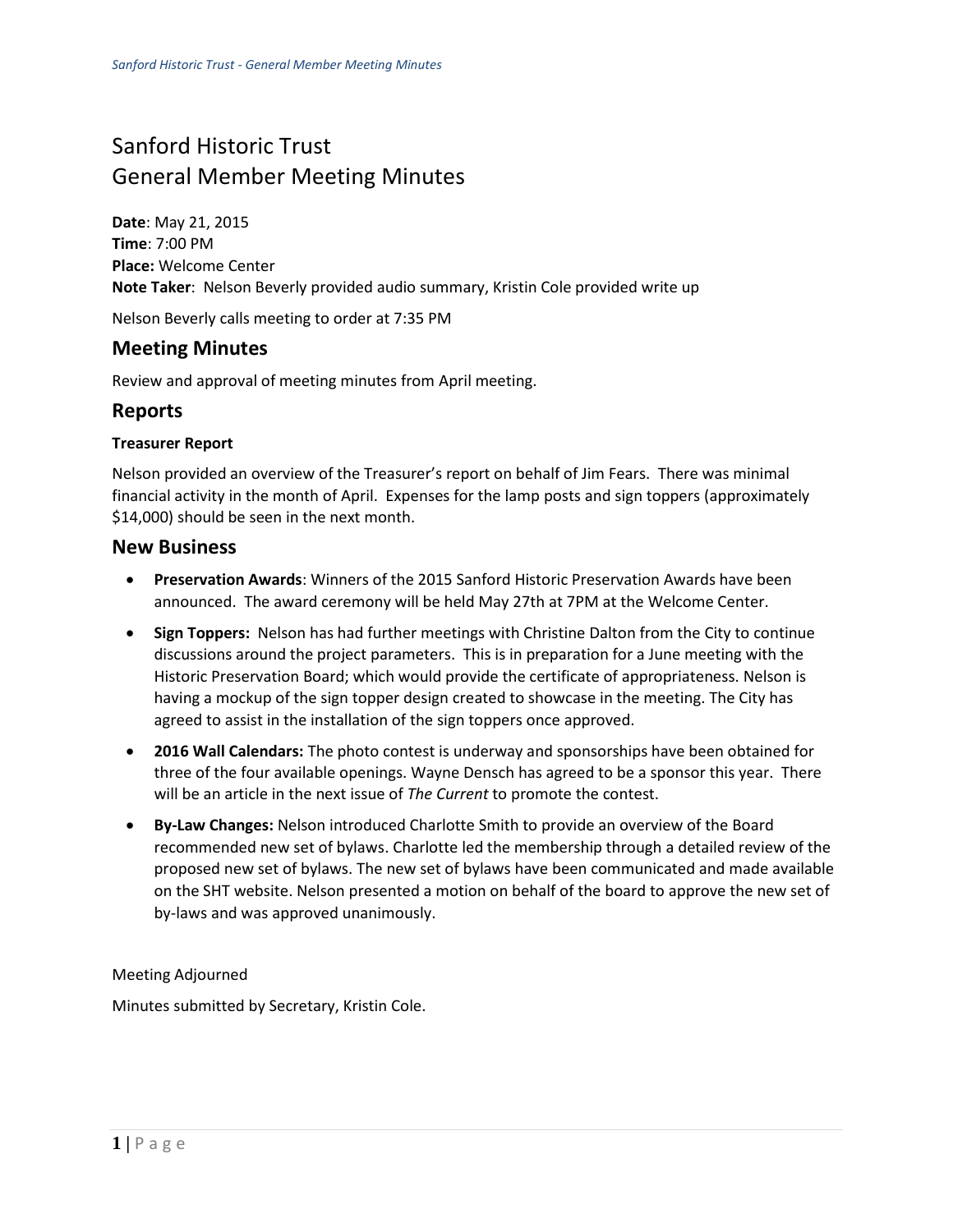# Sanford Historic Trust
# General Member Meeting Minutes

**Date**: May 21, 2015
**Time**: 7:00 PM
**Place:** Welcome Center
**Note Taker**: Nelson Beverly provided audio summary, Kristin Cole provided write up

Nelson Beverly calls meeting to order at 7:35 PM

## Meeting Minutes

Review and approval of meeting minutes from April meeting.

## Reports

### Treasurer Report

Nelson provided an overview of the Treasurer's report on behalf of Jim Fears. There was minimal financial activity in the month of April. Expenses for the lamp posts and sign toppers (approximately $14,000) should be seen in the next month.

## New Business

- **Preservation Awards**: Winners of the 2015 Sanford Historic Preservation Awards have been announced. The award ceremony will be held May 27th at 7PM at the Welcome Center.
- **Sign Toppers:** Nelson has had further meetings with Christine Dalton from the City to continue discussions around the project parameters. This is in preparation for a June meeting with the Historic Preservation Board; which would provide the certificate of appropriateness. Nelson is having a mockup of the sign topper design created to showcase in the meeting. The City has agreed to assist in the installation of the sign toppers once approved.
- **2016 Wall Calendars:** The photo contest is underway and sponsorships have been obtained for three of the four available openings. Wayne Densch has agreed to be a sponsor this year. There will be an article in the next issue of *The Current* to promote the contest.
- **By-Law Changes:** Nelson introduced Charlotte Smith to provide an overview of the Board recommended new set of bylaws. Charlotte led the membership through a detailed review of the proposed new set of bylaws. The new set of bylaws have been communicated and made available on the SHT website. Nelson presented a motion on behalf of the board to approve the new set of by-laws and was approved unanimously.

Meeting Adjourned

Minutes submitted by Secretary, Kristin Cole.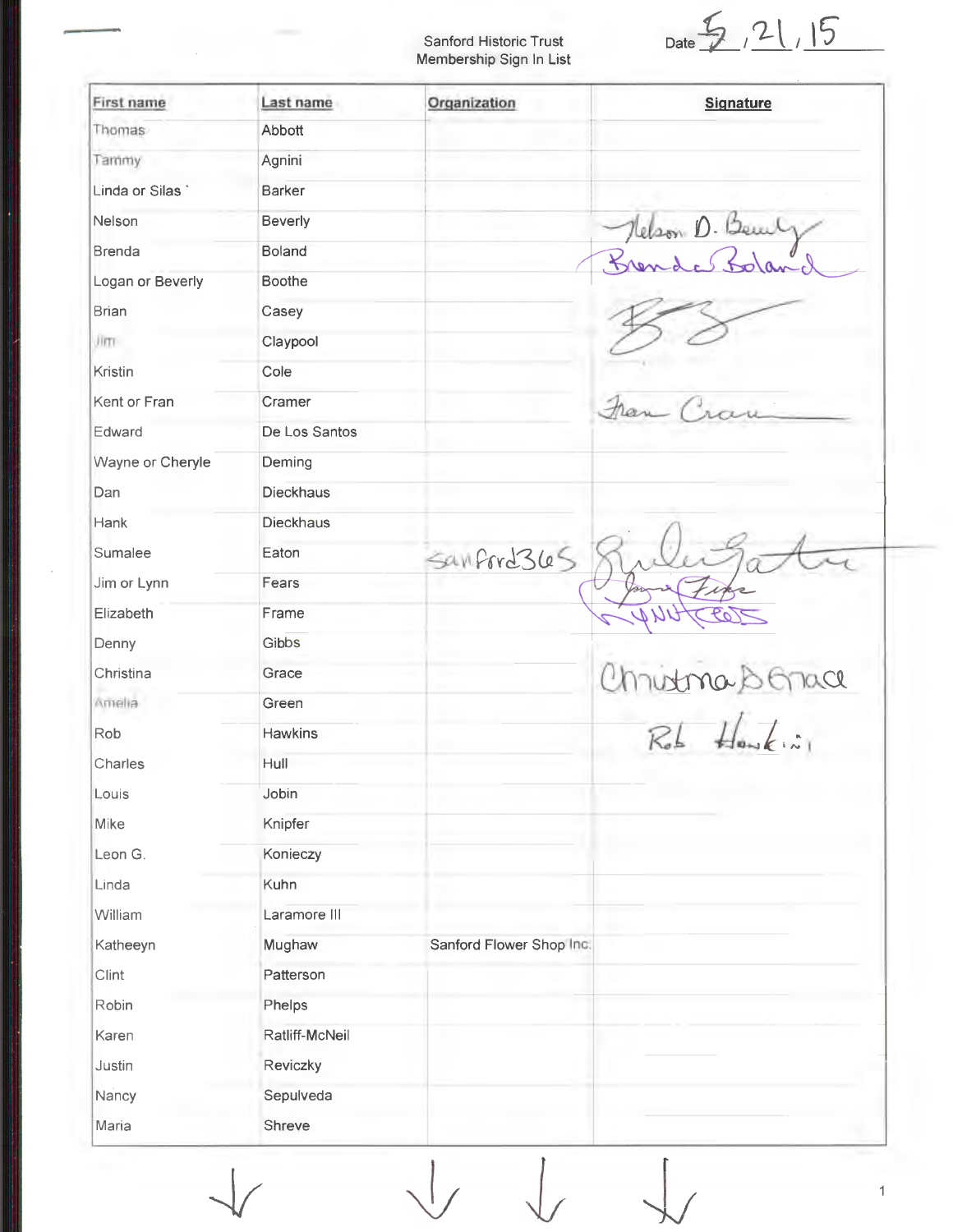Sanford Historic Trust
Membership Sign In List

Date 5 / 21 / 15

| First name | Last name | Organization | Signature |
|---|---|---|---|
| Thomas | Abbott | | |
| Tammy | Agnini | | |
| Linda or Silas | Barker | | |
| Nelson | Beverly | | Nelson D. Beverly |
| Brenda | Boland | | Brenda Boland |
| Logan or Beverly | Boothe | | |
| Brian | Casey | | BC |
| Jim | Claypool | | |
| Kristin | Cole | | |
| Kent or Fran | Cramer | | Fran Cramer |
| Edward | De Los Santos | | |
| Wayne or Cheryle | Deming | | |
| Dan | Dieckhaus | | |
| Hank | Dieckhaus | | |
| Sumalee | Eaton | sanford365 | Sumalee Eaton |
| Jim or Lynn | Fears | | Jim Fears<br>LYNN FEARS |
| Elizabeth | Frame | | |
| Denny | Gibbs | | |
| Christina | Grace | | Christina Grace |
| Amelia | Green | | |
| Rob | Hawkins | | Rob Hawkins |
| Charles | Hull | | |
| Louis | Jobin | | |
| Mike | Knipfer | | |
| Leon G. | Konieczy | | |
| Linda | Kuhn | | |
| William | Laramore III | | |
| Katheeyn | Mughaw | Sanford Flower Shop Inc. | |
| Clint | Patterson | | |
| Robin | Phelps | | |
| Karen | Ratliff-McNeil | | |
| Justin | Reviczky | | |
| Nancy | Sepulveda | | |
| Maria | Shreve | | |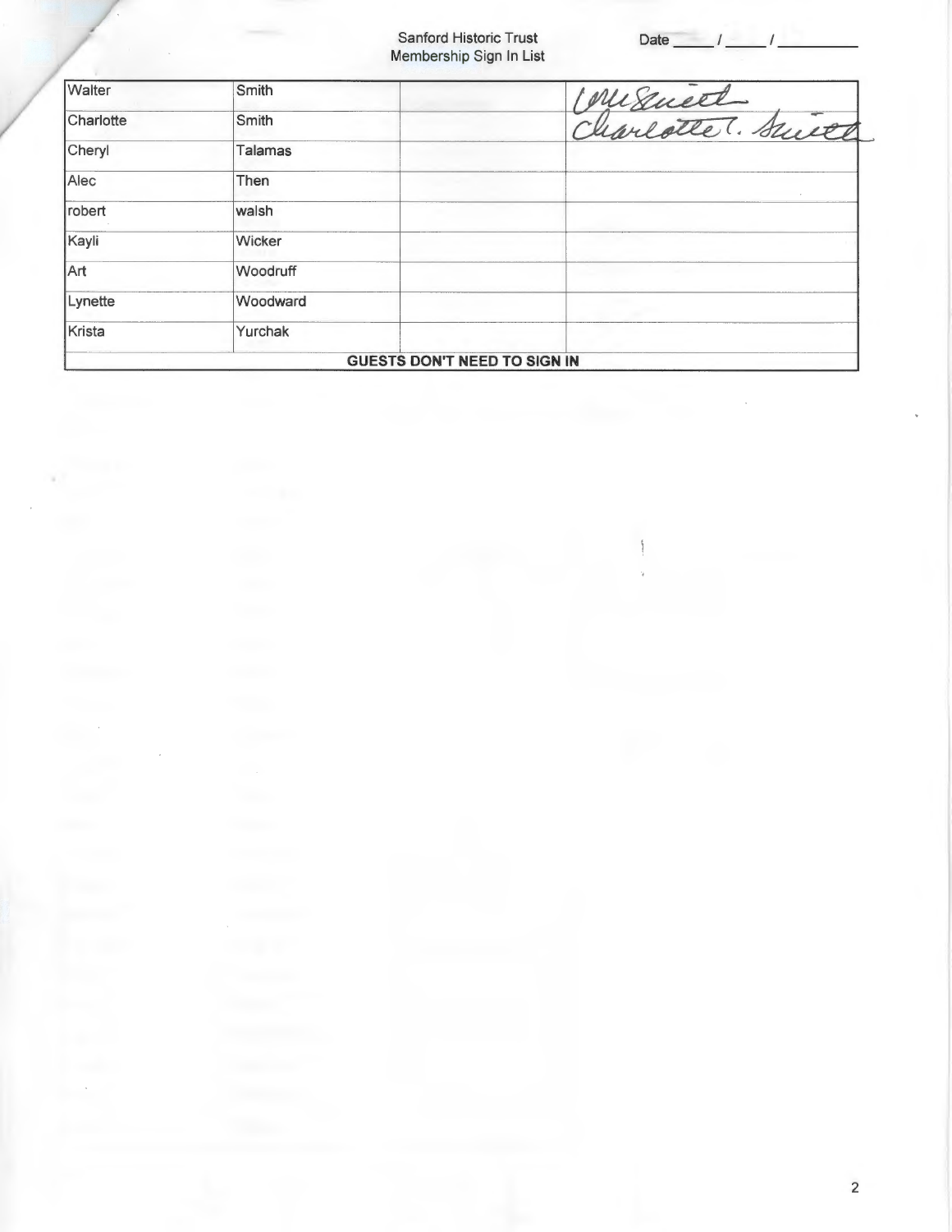Sanford Historic Trust
Membership Sign In List

Date ____ / ____ / ________

| | | | |
|---|---|---|---|
| Walter | Smith | | Walter Smith |
| Charlotte | Smith | | Charlotte C. Smith |
| Cheryl | Talamas | | |
| Alec | Then | | |
| robert | walsh | | |
| Kayli | Wicker | | |
| Art | Woodruff | | |
| Lynette | Woodward | | |
| Krista | Yurchak | | |
| **GUESTS DON'T NEED TO SIGN IN** | | | |